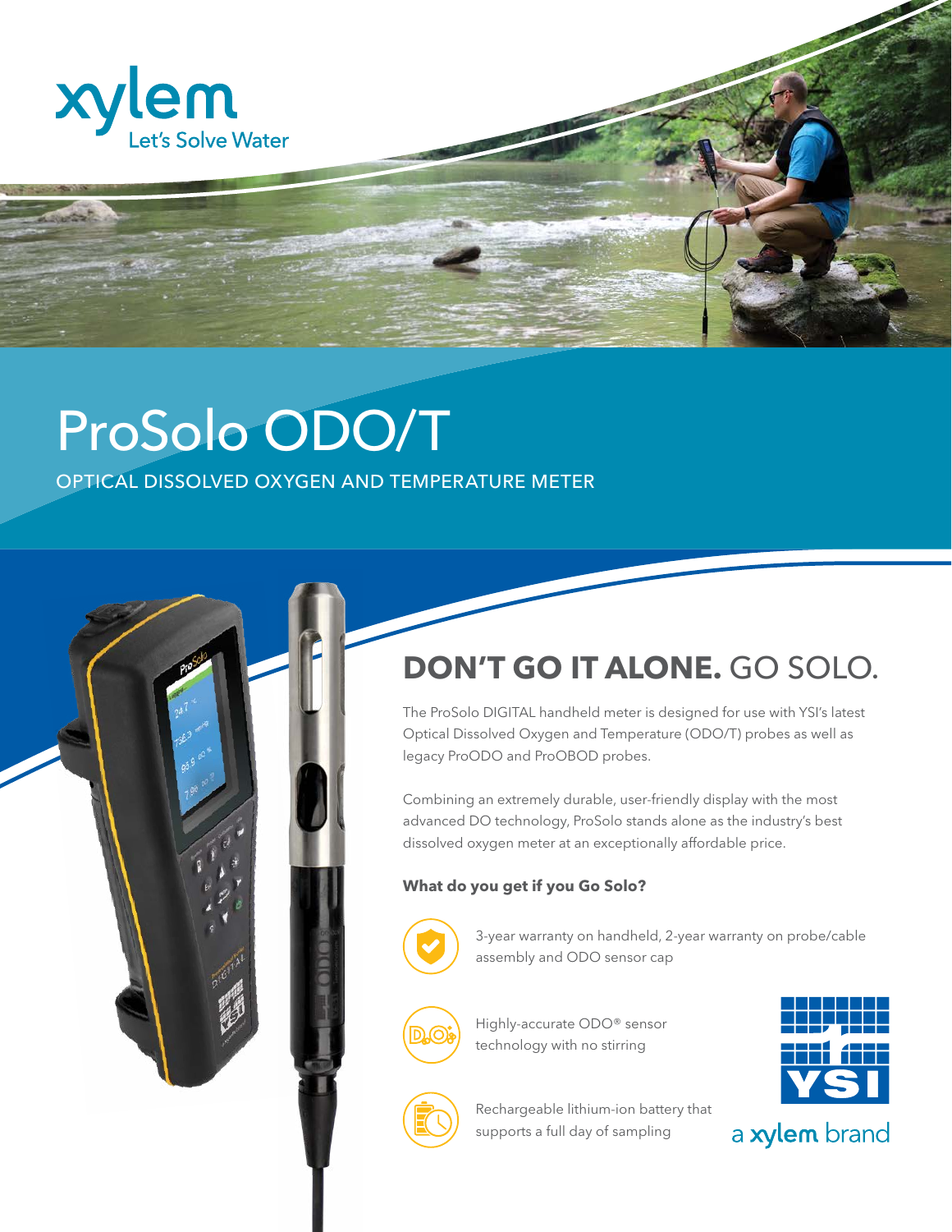xylem
Let's Solve Water

# ProSolo ODO/T

OPTICAL DISSOLVED OXYGEN AND TEMPERATURE METER

## DON'T GO IT ALONE. GO SOLO.

The ProSolo DIGITAL handheld meter is designed for use with YSI's latest Optical Dissolved Oxygen and Temperature (ODO/T) probes as well as legacy ProODO and ProOBOD probes.

Combining an extremely durable, user-friendly display with the most advanced DO technology, ProSolo stands alone as the industry's best dissolved oxygen meter at an exceptionally affordable price.

**What do you get if you Go Solo?**

- 3-year warranty on handheld, 2-year warranty on probe/cable assembly and ODO sensor cap
- Highly-accurate ODO® sensor technology with no stirring
- Rechargeable lithium-ion battery that supports a full day of sampling

YSI
a xylem brand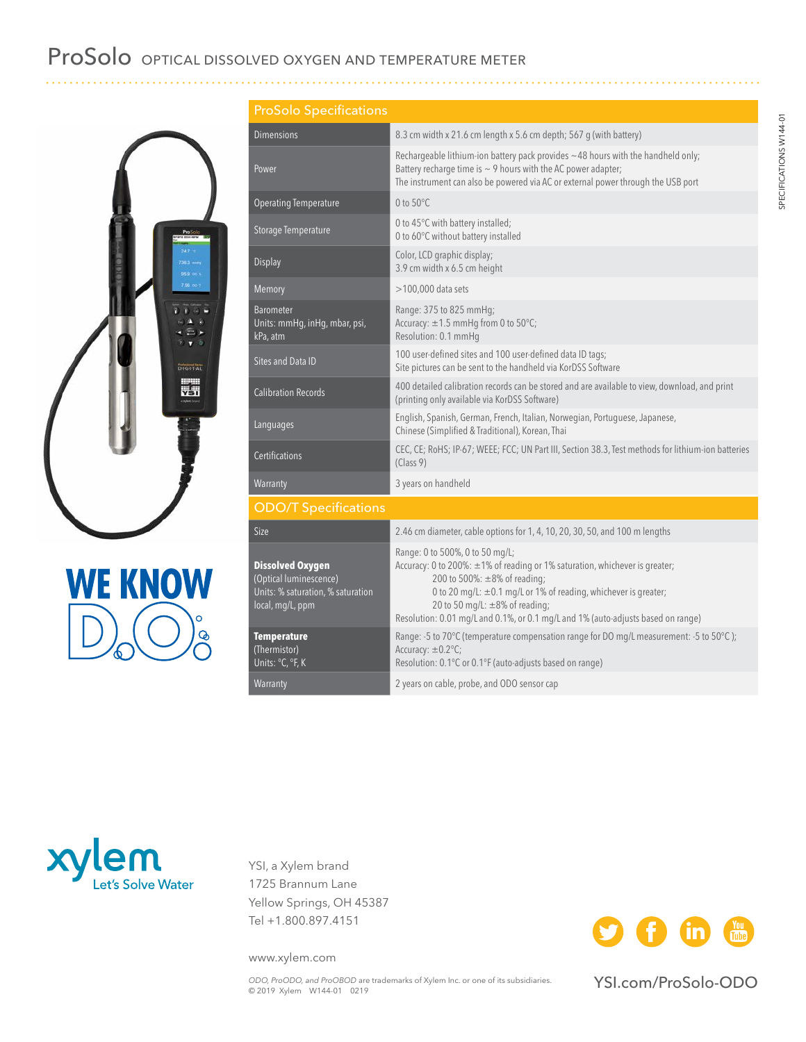# ProSolo OPTICAL DISSOLVED OXYGEN AND TEMPERATURE METER

## ProSolo Specifications

| | |
|---|---|
| Dimensions | 8.3 cm width x 21.6 cm length x 5.6 cm depth; 567 g (with battery) |
| Power | Rechargeable lithium-ion battery pack provides ~48 hours with the handheld only; Battery recharge time is ~ 9 hours with the AC power adapter; The instrument can also be powered via AC or external power through the USB port |
| Operating Temperature | 0 to 50°C |
| Storage Temperature | 0 to 45°C with battery installed; 0 to 60°C without battery installed |
| Display | Color, LCD graphic display; 3.9 cm width x 6.5 cm height |
| Memory | >100,000 data sets |
| Barometer Units: mmHg, inHg, mbar, psi, kPa, atm | Range: 375 to 825 mmHg; Accuracy: ±1.5 mmHg from 0 to 50°C; Resolution: 0.1 mmHg |
| Sites and Data ID | 100 user-defined sites and 100 user-defined data ID tags; Site pictures can be sent to the handheld via KorDSS Software |
| Calibration Records | 400 detailed calibration records can be stored and are available to view, download, and print (printing only available via KorDSS Software) |
| Languages | English, Spanish, German, French, Italian, Norwegian, Portuguese, Japanese, Chinese (Simplified & Traditional), Korean, Thai |
| Certifications | CEC, CE; RoHS; IP-67; WEEE; FCC; UN Part III, Section 38.3, Test methods for lithium-ion batteries (Class 9) |
| Warranty | 3 years on handheld |

## ODO/T Specifications

| | |
|---|---|
| Size | 2.46 cm diameter, cable options for 1, 4, 10, 20, 30, 50, and 100 m lengths |
| **Dissolved Oxygen** (Optical luminescence) Units: % saturation, % saturation local, mg/L, ppm | Range: 0 to 500%, 0 to 50 mg/L; Accuracy: 0 to 200%: ±1% of reading or 1% saturation, whichever is greater; 200 to 500%: ±8% of reading; 0 to 20 mg/L: ±0.1 mg/L or 1% of reading, whichever is greater; 20 to 50 mg/L: ±8% of reading; Resolution: 0.01 mg/L and 0.1%, or 0.1 mg/L and 1% (auto-adjusts based on range) |
| **Temperature** (Thermistor) Units: °C, °F, K | Range: -5 to 70°C (temperature compensation range for DO mg/L measurement: -5 to 50°C ); Accuracy: ±0.2°C; Resolution: 0.1°C or 0.1°F (auto-adjusts based on range) |
| Warranty | 2 years on cable, probe, and ODO sensor cap |

WE KNOW D.O.

xylem
Let's Solve Water

YSI, a Xylem brand
1725 Brannum Lane
Yellow Springs, OH 45387
Tel +1.800.897.4151

www.xylem.com

*ODO, ProODO, and ProOBOD* are trademarks of Xylem Inc. or one of its subsidiaries.
© 2019 Xylem W144-01 0219

YSI.com/ProSolo-ODO

SPECIFICATIONS W144-01